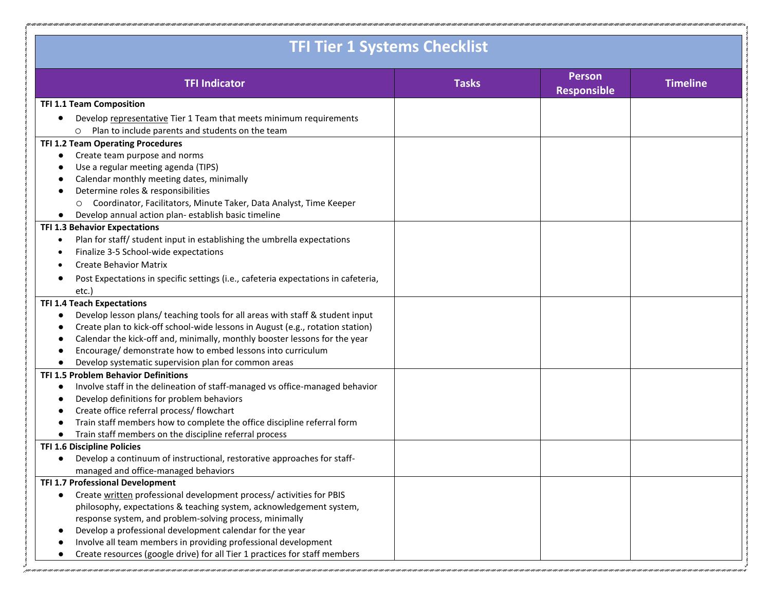# TFI Tier 1 Systems Checklist

| TFI Indicator | Tasks | Person Responsible | Timeline |
|---|---|---|---|
| **TFI 1.1 Team Composition**<br>● Develop <u>representative</u> Tier 1 Team that meets minimum requirements<br>&nbsp;&nbsp;&nbsp;○ Plan to include parents and students on the team | | | |
| **TFI 1.2 Team Operating Procedures**<br>● Create team purpose and norms<br>● Use a regular meeting agenda (TIPS)<br>● Calendar monthly meeting dates, minimally<br>● Determine roles & responsibilities<br>&nbsp;&nbsp;&nbsp;○ Coordinator, Facilitators, Minute Taker, Data Analyst, Time Keeper<br>● Develop annual action plan- establish basic timeline | | | |
| **TFI 1.3 Behavior Expectations**<br>● Plan for staff/ student input in establishing the umbrella expectations<br>● Finalize 3-5 School-wide expectations<br>● Create Behavior Matrix<br>● Post Expectations in specific settings (i.e., cafeteria expectations in cafeteria, etc.) | | | |
| **TFI 1.4 Teach Expectations**<br>● Develop lesson plans/ teaching tools for all areas with staff & student input<br>● Create plan to kick-off school-wide lessons in August (e.g., rotation station)<br>● Calendar the kick-off and, minimally, monthly booster lessons for the year<br>● Encourage/ demonstrate how to embed lessons into curriculum<br>● Develop systematic supervision plan for common areas | | | |
| **TFI 1.5 Problem Behavior Definitions**<br>● Involve staff in the delineation of staff-managed vs office-managed behavior<br>● Develop definitions for problem behaviors<br>● Create office referral process/ flowchart<br>● Train staff members how to complete the office discipline referral form<br>● Train staff members on the discipline referral process | | | |
| **TFI 1.6 Discipline Policies**<br>● Develop a continuum of instructional, restorative approaches for staff-managed and office-managed behaviors | | | |
| **TFI 1.7 Professional Development**<br>● Create <u>written</u> professional development process/ activities for PBIS philosophy, expectations & teaching system, acknowledgement system, response system, and problem-solving process, minimally<br>● Develop a professional development calendar for the year<br>● Involve all team members in providing professional development<br>● Create resources (google drive) for all Tier 1 practices for staff members | | | |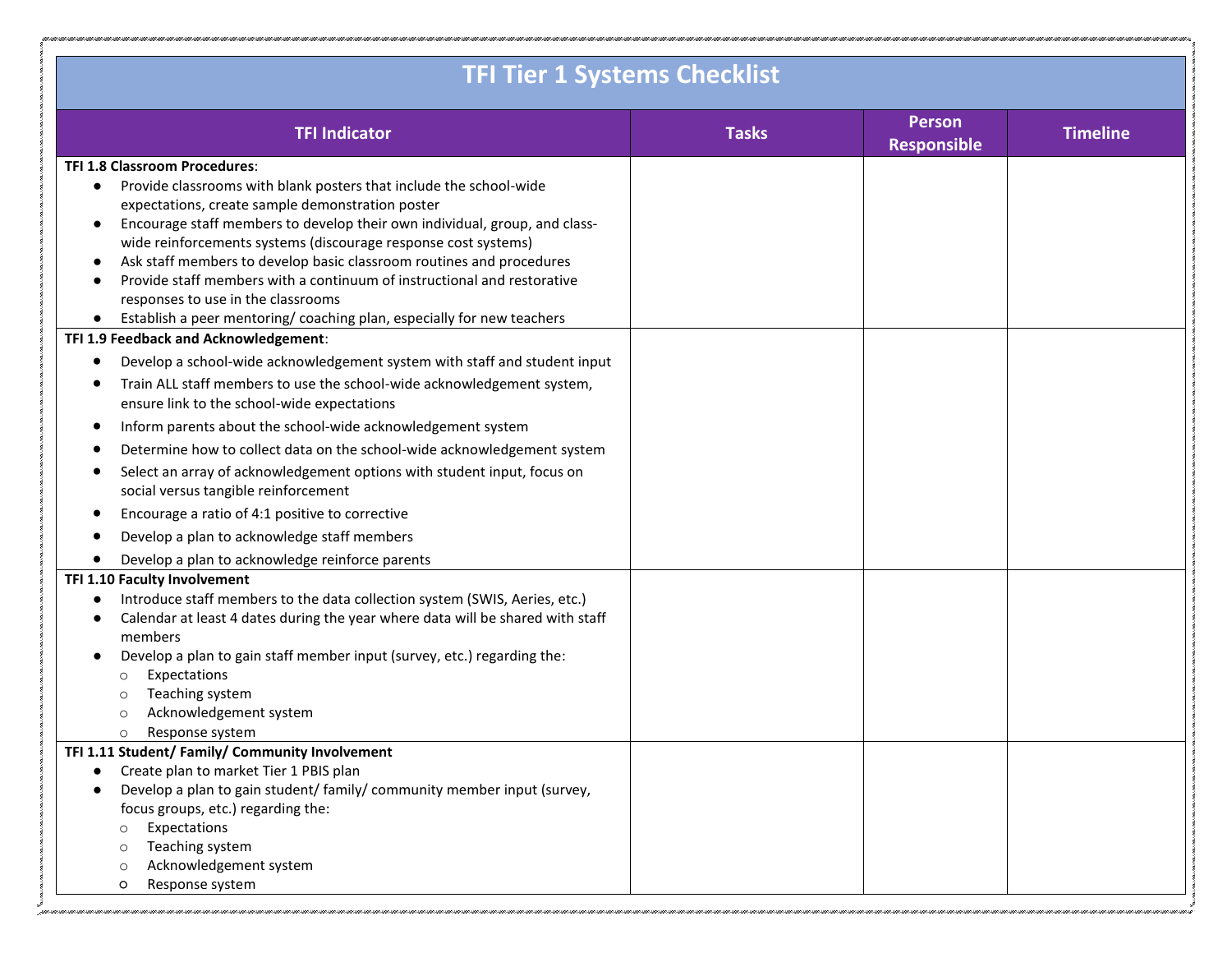# TFI Tier 1 Systems Checklist

| TFI Indicator | Tasks | Person Responsible | Timeline |
|---|---|---|---|
| **TFI 1.8 Classroom Procedures**:<br>● Provide classrooms with blank posters that include the school-wide expectations, create sample demonstration poster<br>● Encourage staff members to develop their own individual, group, and class-wide reinforcements systems (discourage response cost systems)<br>● Ask staff members to develop basic classroom routines and procedures<br>● Provide staff members with a continuum of instructional and restorative responses to use in the classrooms<br>● Establish a peer mentoring/ coaching plan, especially for new teachers | | | |
| **TFI 1.9 Feedback and Acknowledgement**:<br>● Develop a school-wide acknowledgement system with staff and student input<br>● Train ALL staff members to use the school-wide acknowledgement system, ensure link to the school-wide expectations<br>● Inform parents about the school-wide acknowledgement system<br>● Determine how to collect data on the school-wide acknowledgement system<br>● Select an array of acknowledgement options with student input, focus on social versus tangible reinforcement<br>● Encourage a ratio of 4:1 positive to corrective<br>● Develop a plan to acknowledge staff members<br>● Develop a plan to acknowledge reinforce parents | | | |
| **TFI 1.10 Faculty Involvement**<br>● Introduce staff members to the data collection system (SWIS, Aeries, etc.)<br>● Calendar at least 4 dates during the year where data will be shared with staff members<br>● Develop a plan to gain staff member input (survey, etc.) regarding the:<br>○ Expectations<br>○ Teaching system<br>○ Acknowledgement system<br>○ Response system | | | |
| **TFI 1.11 Student/ Family/ Community Involvement**<br>● Create plan to market Tier 1 PBIS plan<br>● Develop a plan to gain student/ family/ community member input (survey, focus groups, etc.) regarding the:<br>○ Expectations<br>○ Teaching system<br>○ Acknowledgement system<br>○ Response system | | | |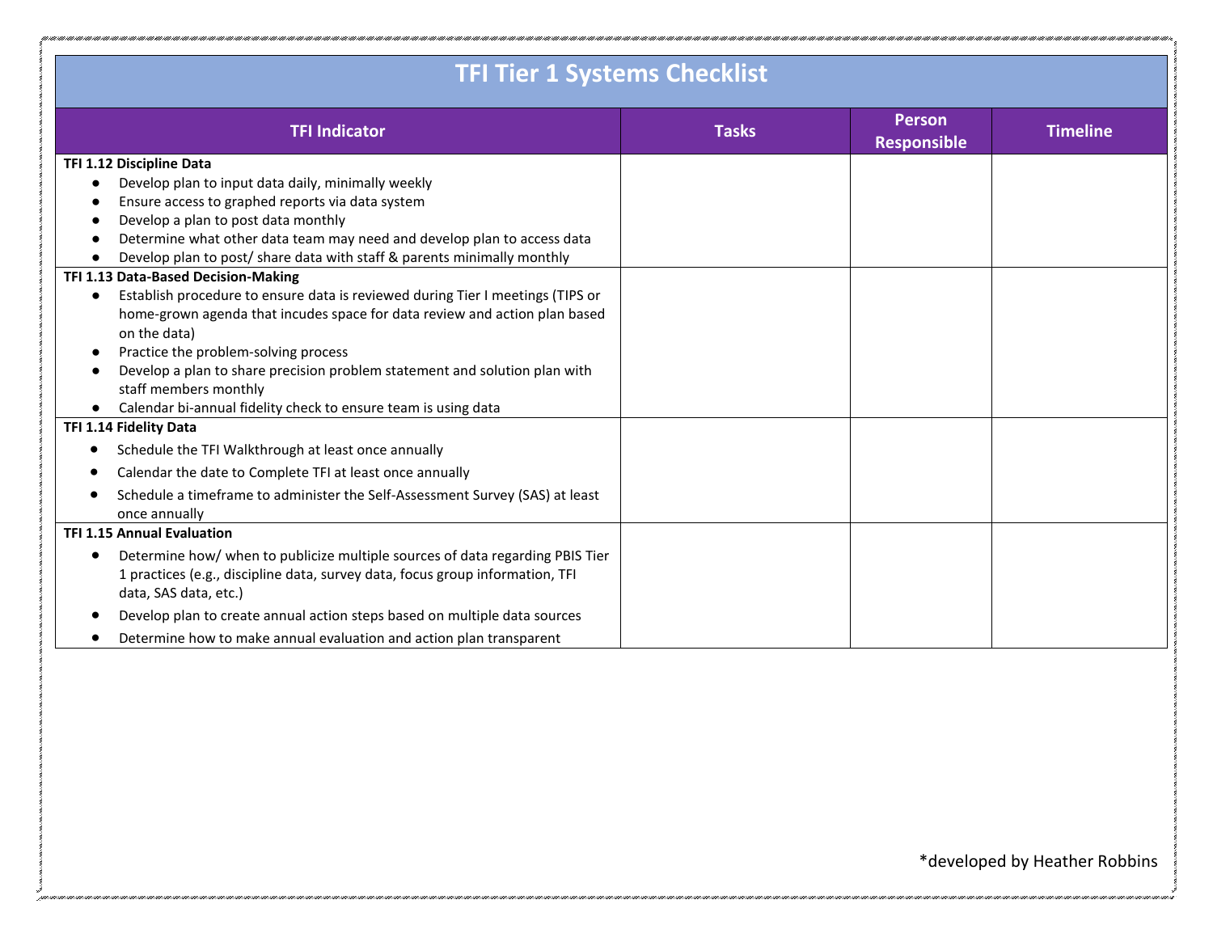# TFI Tier 1 Systems Checklist

| TFI Indicator | Tasks | Person Responsible | Timeline |
|---|---|---|---|
| **TFI 1.12 Discipline Data**<br>• Develop plan to input data daily, minimally weekly<br>• Ensure access to graphed reports via data system<br>• Develop a plan to post data monthly<br>• Determine what other data team may need and develop plan to access data<br>• Develop plan to post/ share data with staff & parents minimally monthly | | | |
| **TFI 1.13 Data-Based Decision-Making**<br>• Establish procedure to ensure data is reviewed during Tier I meetings (TIPS or home-grown agenda that incudes space for data review and action plan based on the data)<br>• Practice the problem-solving process<br>• Develop a plan to share precision problem statement and solution plan with staff members monthly<br>• Calendar bi-annual fidelity check to ensure team is using data | | | |
| **TFI 1.14 Fidelity Data**<br>• Schedule the TFI Walkthrough at least once annually<br>• Calendar the date to Complete TFI at least once annually<br>• Schedule a timeframe to administer the Self-Assessment Survey (SAS) at least once annually | | | |
| **TFI 1.15 Annual Evaluation**<br>• Determine how/ when to publicize multiple sources of data regarding PBIS Tier 1 practices (e.g., discipline data, survey data, focus group information, TFI data, SAS data, etc.)<br>• Develop plan to create annual action steps based on multiple data sources<br>• Determine how to make annual evaluation and action plan transparent | | | |

*developed by Heather Robbins